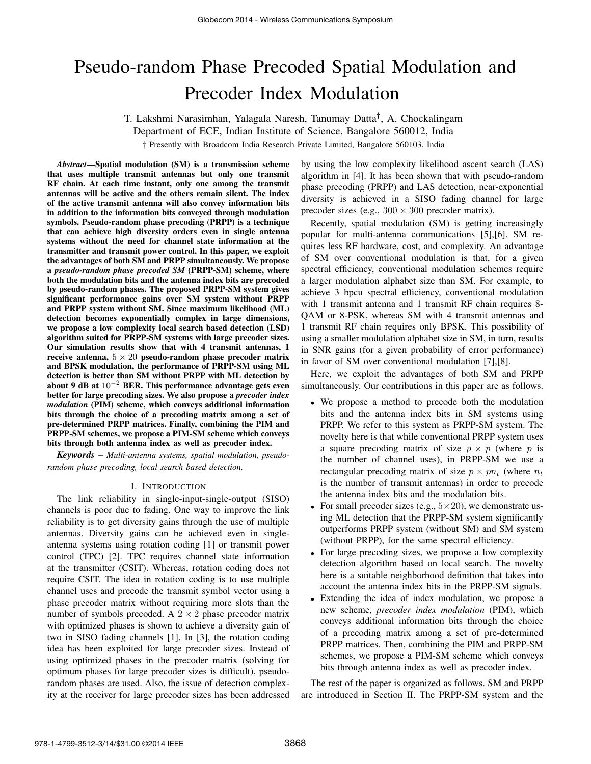# Pseudo-random Phase Precoded Spatial Modulation and Precoder Index Modulation

T. Lakshmi Narasimhan, Yalagala Naresh, Tanumay Datta[†], A. Chockalingam

Department of ECE, Indian Institute of Science, Bangalore 560012, India

[†] Presently with Broadcom India Research Private Limited, Bangalore 560103, India

***Abstract*—Spatial modulation (SM) is a transmission scheme that uses multiple transmit antennas but only one transmit RF chain. At each time instant, only one among the transmit antennas will be active and the others remain silent. The index of the active transmit antenna will also convey information bits in addition to the information bits conveyed through modulation symbols. Pseudo-random phase precoding (PRPP) is a technique that can achieve high diversity orders even in single antenna systems without the need for channel state information at the transmitter and transmit power control. In this paper, we exploit the advantages of both SM and PRPP simultaneously. We propose a *pseudo-random phase precoded SM* (PRPP-SM) scheme, where both the modulation bits and the antenna index bits are precoded by pseudo-random phases. The proposed PRPP-SM system gives significant performance gains over SM system without PRPP and PRPP system without SM. Since maximum likelihood (ML) detection becomes exponentially complex in large dimensions, we propose a low complexity local search based detection (LSD) algorithm suited for PRPP-SM systems with large precoder sizes. Our simulation results show that with 4 transmit antennas, 1 receive antenna, $5 \times 20$ pseudo-random phase precoder matrix and BPSK modulation, the performance of PRPP-SM using ML detection is better than SM without PRPP with ML detection by about 9 dB at $10^{-2}$ BER. This performance advantage gets even better for large precoding sizes. We also propose a *precoder index modulation* (PIM) scheme, which conveys additional information bits through the choice of a precoding matrix among a set of pre-determined PRPP matrices. Finally, combining the PIM and PRPP-SM schemes, we propose a PIM-SM scheme which conveys bits through both antenna index as well as precoder index.**

***Keywords*** – *Multi-antenna systems, spatial modulation, pseudo-random phase precoding, local search based detection.*

## I. Introduction

The link reliability in single-input-single-output (SISO) channels is poor due to fading. One way to improve the link reliability is to get diversity gains through the use of multiple antennas. Diversity gains can be achieved even in single-antenna systems using rotation coding [1] or transmit power control (TPC) [2]. TPC requires channel state information at the transmitter (CSIT). Whereas, rotation coding does not require CSIT. The idea in rotation coding is to use multiple channel uses and precode the transmit symbol vector using a phase precoder matrix without requiring more slots than the number of symbols precoded. A $2 \times 2$ phase precoder matrix with optimized phases is shown to achieve a diversity gain of two in SISO fading channels [1]. In [3], the rotation coding idea has been exploited for large precoder sizes. Instead of using optimized phases in the precoder matrix (solving for optimum phases for large precoder sizes is difficult), pseudo-random phases are used. Also, the issue of detection complexity at the receiver for large precoder sizes has been addressed by using the low complexity likelihood ascent search (LAS) algorithm in [4]. It has been shown that with pseudo-random phase precoding (PRPP) and LAS detection, near-exponential diversity is achieved in a SISO fading channel for large precoder sizes (e.g., $300 \times 300$ precoder matrix).

Recently, spatial modulation (SM) is getting increasingly popular for multi-antenna communications [5],[6]. SM requires less RF hardware, cost, and complexity. An advantage of SM over conventional modulation is that, for a given spectral efficiency, conventional modulation schemes require a larger modulation alphabet size than SM. For example, to achieve 3 bpcu spectral efficiency, conventional modulation with 1 transmit antenna and 1 transmit RF chain requires 8-QAM or 8-PSK, whereas SM with 4 transmit antennas and 1 transmit RF chain requires only BPSK. This possibility of using a smaller modulation alphabet size in SM, in turn, results in SNR gains (for a given probability of error performance) in favor of SM over conventional modulation [7],[8].

Here, we exploit the advantages of both SM and PRPP simultaneously. Our contributions in this paper are as follows.

- We propose a method to precode both the modulation bits and the antenna index bits in SM systems using PRPP. We refer to this system as PRPP-SM system. The novelty here is that while conventional PRPP system uses a square precoding matrix of size $p \times p$ (where $p$ is the number of channel uses), in PRPP-SM we use a rectangular precoding matrix of size $p \times pn_t$ (where $n_t$ is the number of transmit antennas) in order to precode the antenna index bits and the modulation bits.
- For small precoder sizes (e.g., $5 \times 20$), we demonstrate using ML detection that the PRPP-SM system significantly outperforms PRPP system (without SM) and SM system (without PRPP), for the same spectral efficiency.
- For large precoding sizes, we propose a low complexity detection algorithm based on local search. The novelty here is a suitable neighborhood definition that takes into account the antenna index bits in the PRPP-SM signals.
- Extending the idea of index modulation, we propose a new scheme, *precoder index modulation* (PIM), which conveys additional information bits through the choice of a precoding matrix among a set of pre-determined PRPP matrices. Then, combining the PIM and PRPP-SM schemes, we propose a PIM-SM scheme which conveys bits through antenna index as well as precoder index.

The rest of the paper is organized as follows. SM and PRPP are introduced in Section II. The PRPP-SM system and the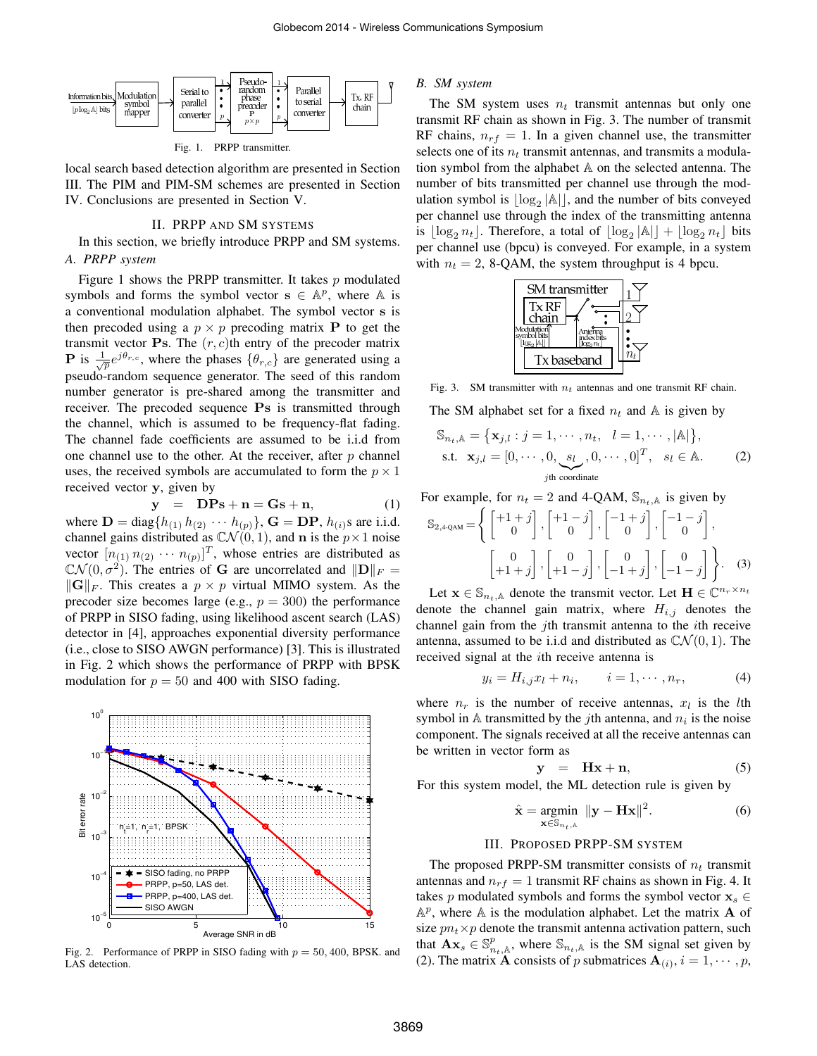Fig. 1. PRPP transmitter.

local search based detection algorithm are presented in Section III. The PIM and PIM-SM schemes are presented in Section IV. Conclusions are presented in Section V.

## II. PRPP and SM systems

In this section, we briefly introduce PRPP and SM systems.

### A. PRPP system

Figure 1 shows the PRPP transmitter. It takes $p$ modulated symbols and forms the symbol vector $\mathbf{s} \in \mathbb{A}^p$, where $\mathbb{A}$ is a conventional modulation alphabet. The symbol vector $\mathbf{s}$ is then precoded using a $p \times p$ precoding matrix $\mathbf{P}$ to get the transmit vector $\mathbf{Ps}$. The $(r, c)$th entry of the precoder matrix $\mathbf{P}$ is $\frac{1}{\sqrt{p}} e^{j\theta_{r,c}}$, where the phases $\{\theta_{r,c}\}$ are generated using a pseudo-random sequence generator. The seed of this random number generator is pre-shared among the transmitter and receiver. The precoded sequence $\mathbf{Ps}$ is transmitted through the channel, which is assumed to be frequency-flat fading. The channel fade coefficients are assumed to be i.i.d from one channel use to the other. At the receiver, after $p$ channel uses, the received symbols are accumulated to form the $p \times 1$ received vector $\mathbf{y}$, given by

$$\mathbf{y} \;\; = \;\; \mathbf{DPs} + \mathbf{n} = \mathbf{Gs} + \mathbf{n}, \tag{1}$$

where $\mathbf{D} = \text{diag}\{h_{(1)}\, h_{(2)} \cdots h_{(p)}\}$, $\mathbf{G} = \mathbf{DP}$, $h_{(i)}$s are i.i.d. channel gains distributed as $\mathcal{CN}(0, 1)$, and $\mathbf{n}$ is the $p \times 1$ noise vector $[n_{(1)}\, n_{(2)} \cdots n_{(p)}]^T$, whose entries are distributed as $\mathcal{CN}(0, \sigma^2)$. The entries of $\mathbf{G}$ are uncorrelated and $\|\mathbf{D}\|_F = \|\mathbf{G}\|_F$. This creates a $p \times p$ virtual MIMO system. As the precoder size becomes large (e.g., $p = 300$) the performance of PRPP in SISO fading, using likelihood ascent search (LAS) detector in [4], approaches exponential diversity performance (i.e., close to SISO AWGN performance) [3]. This is illustrated in Fig. 2 which shows the performance of PRPP with BPSK modulation for $p = 50$ and 400 with SISO fading.

Fig. 2. Performance of PRPP in SISO fading with $p = 50, 400$, BPSK. and LAS detection.

### B. SM system

The SM system uses $n_t$ transmit antennas but only one transmit RF chain as shown in Fig. 3. The number of transmit RF chains, $n_{rf} = 1$. In a given channel use, the transmitter selects one of its $n_t$ transmit antennas, and transmits a modulation symbol from the alphabet $\mathbb{A}$ on the selected antenna. The number of bits transmitted per channel use through the modulation symbol is $\lfloor \log_2 |\mathbb{A}| \rfloor$, and the number of bits conveyed per channel use through the index of the transmitting antenna is $\lfloor \log_2 n_t \rfloor$. Therefore, a total of $\lfloor \log_2 |\mathbb{A}| \rfloor + \lfloor \log_2 n_t \rfloor$ bits per channel use (bpcu) is conveyed. For example, in a system with $n_t = 2$, 8-QAM, the system throughput is 4 bpcu.

Fig. 3. SM transmitter with $n_t$ antennas and one transmit RF chain.

The SM alphabet set for a fixed $n_t$ and $\mathbb{A}$ is given by

$$\mathbb{S}_{n_t,\mathbb{A}} = \big\{\mathbf{x}_{j,l} : j = 1, \cdots, n_t, \quad l = 1, \cdots, |\mathbb{A}|\big\},$$
$$\text{s.t.} \;\; \mathbf{x}_{j,l} = [0, \cdots, 0, \underbrace{s_l}_{j\text{th coordinate}}, 0, \cdots, 0]^T, \quad s_l \in \mathbb{A}. \tag{2}$$

For example, for $n_t = 2$ and 4-QAM, $\mathbb{S}_{n_t,\mathbb{A}}$ is given by

$$\mathbb{S}_{2,\text{4-QAM}} = \left\{ \begin{bmatrix} +1+j \\ 0 \end{bmatrix}, \begin{bmatrix} +1-j \\ 0 \end{bmatrix}, \begin{bmatrix} -1+j \\ 0 \end{bmatrix}, \begin{bmatrix} -1-j \\ 0 \end{bmatrix}, \begin{bmatrix} 0 \\ +1+j \end{bmatrix}, \begin{bmatrix} 0 \\ +1-j \end{bmatrix}, \begin{bmatrix} 0 \\ -1+j \end{bmatrix}, \begin{bmatrix} 0 \\ -1-j \end{bmatrix} \right\}. \tag{3}$$

Let $\mathbf{x} \in \mathbb{S}_{n_t,\mathbb{A}}$ denote the transmit vector. Let $\mathbf{H} \in \mathbb{C}^{n_r \times n_t}$ denote the channel gain matrix, where $H_{i,j}$ denotes the channel gain from the $j$th transmit antenna to the $i$th receive antenna, assumed to be i.i.d and distributed as $\mathcal{CN}(0, 1)$. The received signal at the $i$th receive antenna is

$$y_i = H_{i,j} x_l + n_i, \qquad i = 1, \cdots, n_r, \tag{4}$$

where $n_r$ is the number of receive antennas, $x_l$ is the $l$th symbol in $\mathbb{A}$ transmitted by the $j$th antenna, and $n_i$ is the noise component. The signals received at all the receive antennas can be written in vector form as

$$\mathbf{y} \;\; = \;\; \mathbf{Hx} + \mathbf{n}, \tag{5}$$

For this system model, the ML detection rule is given by

$$\hat{\mathbf{x}} = \underset{\mathbf{x} \in \mathbb{S}_{n_t,\mathbb{A}}}{\text{argmin}} \;\; \|\mathbf{y} - \mathbf{Hx}\|^2. \tag{6}$$

## III. Proposed PRPP-SM system

The proposed PRPP-SM transmitter consists of $n_t$ transmit antennas and $n_{rf} = 1$ transmit RF chains as shown in Fig. 4. It takes $p$ modulated symbols and forms the symbol vector $\mathbf{x}_s \in \mathbb{A}^p$, where $\mathbb{A}$ is the modulation alphabet. Let the matrix $\mathbf{A}$ of size $pn_t \times p$ denote the transmit antenna activation pattern, such that $\mathbf{A}\mathbf{x}_s \in \mathbb{S}^p_{n_t,\mathbb{A}}$, where $\mathbb{S}_{n_t,\mathbb{A}}$ is the SM signal set given by (2). The matrix $\mathbf{A}$ consists of $p$ submatrices $\mathbf{A}_{(i)}, i = 1, \cdots, p,$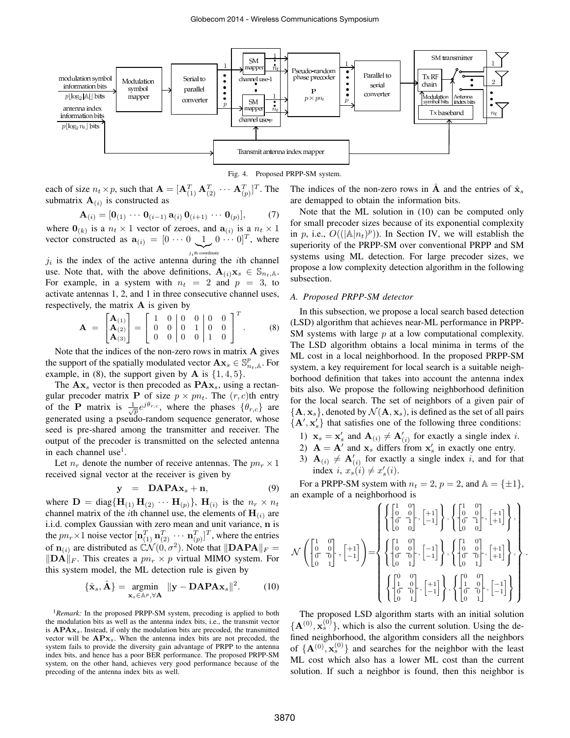Fig. 4. Proposed PRPP-SM system.

each of size $n_t \times p$, such that $\mathbf{A} = [\mathbf{A}_{(1)}^T \, \mathbf{A}_{(2)}^T \, \cdots \, \mathbf{A}_{(p)}^T]^T$. The submatrix $\mathbf{A}_{(i)}$ is constructed as

$$\mathbf{A}_{(i)} = [\mathbf{0}_{(1)} \, \cdots \, \mathbf{0}_{(i-1)} \, \mathbf{a}_{(i)} \, \mathbf{0}_{(i+1)} \, \cdots \, \mathbf{0}_{(p)}], \tag{7}$$

where $\mathbf{0}_{(k)}$ is a $n_t \times 1$ vector of zeroes, and $\mathbf{a}_{(i)}$ is a $n_t \times 1$ vector constructed as $\mathbf{a}_{(i)} = [0 \cdots 0 \underbrace{1}_{j_i \text{th coordinate}} 0 \cdots 0]^T$, where $j_i$ is the index of the active antenna during the $i$th channel use. Note that, with the above definitions, $\mathbf{A}_{(i)}\mathbf{x}_s \in \mathbb{S}_{n_t,\mathbb{A}}$. For example, in a system with $n_t = 2$ and $p = 3$, to activate antennas 1, 2, and 1 in three consecutive channel uses, respectively, the matrix $\mathbf{A}$ is given by

$$\mathbf{A} = \begin{bmatrix} \mathbf{A}_{(1)} \\ \mathbf{A}_{(2)} \\ \mathbf{A}_{(3)} \end{bmatrix} = \left[ \begin{array}{cc|cc|cc} 1 & 0 & 0 & 0 & 0 & 0 \\ 0 & 0 & 0 & 1 & 0 & 0 \\ 0 & 0 & 0 & 0 & 1 & 0 \end{array} \right]^T. \tag{8}$$

Note that the indices of the non-zero rows in matrix $\mathbf{A}$ gives the support of the spatially modulated vector $\mathbf{A}\mathbf{x}_s \in \mathbb{S}_{n_t,\mathbb{A}}^p$. For example, in (8), the support given by $\mathbf{A}$ is $\{1, 4, 5\}$.

The $\mathbf{A}\mathbf{x}_s$ vector is then precoded as $\mathbf{P}\mathbf{A}\mathbf{x}_s$, using a rectangular precoder matrix $\mathbf{P}$ of size $p \times pn_t$. The $(r, c)$th entry of the $\mathbf{P}$ matrix is $\frac{1}{\sqrt{p}} e^{j\theta_{r,c}}$, where the phases $\{\theta_{r,c}\}$ are generated using a pseudo-random sequence generator, whose seed is pre-shared among the transmitter and receiver. The output of the precoder is transmitted on the selected antenna in each channel use[1].

Let $n_r$ denote the number of receive antennas. The $pn_r \times 1$ received signal vector at the receiver is given by

$$\mathbf{y} \;\; = \;\; \mathbf{D}\mathbf{A}\mathbf{P}\mathbf{A}\mathbf{x}_s + \mathbf{n}, \tag{9}$$

where $\mathbf{D} = \text{diag}\{\mathbf{H}_{(1)} \, \mathbf{H}_{(2)} \, \cdots \, \mathbf{H}_{(p)}\}$, $\mathbf{H}_{(i)}$ is the $n_r \times n_t$ channel matrix of the $i$th channel use, the elements of $\mathbf{H}_{(i)}$ are i.i.d. complex Gaussian with zero mean and unit variance, $\mathbf{n}$ is the $pn_r \times 1$ noise vector $[\mathbf{n}_{(1)}^T \, \mathbf{n}_{(2)}^T \, \cdots \, \mathbf{n}_{(p)}^T]^T$, where the entries of $\mathbf{n}_{(i)}$ are distributed as $\mathcal{CN}(0, \sigma^2)$. Note that $\|\mathbf{D}\mathbf{A}\mathbf{P}\mathbf{A}\|_F = \|\mathbf{D}\mathbf{A}\|_F$. This creates a $pn_r \times p$ virtual MIMO system. For this system model, the ML detection rule is given by

$$\{\hat{\mathbf{x}}_s, \hat{\mathbf{A}}\} = \underset{\mathbf{x}_s \in \mathbb{A}^p, \forall \mathbf{A}}{\operatorname{argmin}} \; \|\mathbf{y} - \mathbf{D}\mathbf{A}\mathbf{P}\mathbf{A}\mathbf{x}_s\|^2. \tag{10}$$

[1] *Remark:* In the proposed PRPP-SM system, precoding is applied to both the modulation bits as well as the antenna index bits, i.e., the transmit vector is $\mathbf{A}\mathbf{P}\mathbf{A}\mathbf{x}_s$. Instead, if only the modulation bits are precoded, the transmitted vector will be $\mathbf{A}\mathbf{P}\mathbf{x}_s$. When the antenna index bits are not precoded, the system fails to provide the diversity gain advantage of PRPP to the antenna index bits, and hence has a poor BER performance. The proposed PRPP-SM system, on the other hand, achieves very good performance because of the precoding of the antenna index bits as well.

The indices of the non-zero rows in $\hat{\mathbf{A}}$ and the entries of $\hat{\mathbf{x}}_s$ are demapped to obtain the information bits.

Note that the ML solution in (10) can be computed only for small precoder sizes because of its exponential complexity in $p$, i.e., $O((|\mathbb{A}|n_t)^p)$). In Section IV, we will establish the superiority of the PRPP-SM over conventional PRPP and SM systems using ML detection. For large precoder sizes, we propose a low complexity detection algorithm in the following subsection.

### *A. Proposed PRPP-SM detector*

In this subsection, we propose a local search based detection (LSD) algorithm that achieves near-ML performance in PRPP-SM systems with large $p$ at a low computational complexity. The LSD algorithm obtains a local minima in terms of the ML cost in a local neighborhood. In the proposed PRPP-SM system, a key requirement for local search is a suitable neighborhood definition that takes into account the antenna index bits also. We propose the following neighborhood definition for the local search. The set of neighbors of a given pair of $\{\mathbf{A}, \mathbf{x}_s\}$, denoted by $\mathcal{N}(\mathbf{A}, \mathbf{x}_s)$, is defined as the set of all pairs $\{\mathbf{A}', \mathbf{x}_s'\}$ that satisfies one of the following three conditions:

1) $\mathbf{x}_s = \mathbf{x}_s'$ and $\mathbf{A}_{(i)} \neq \mathbf{A}_{(i)}'$ for exactly a single index $i$.
2) $\mathbf{A} = \mathbf{A}'$ and $\mathbf{x}_s$ differs from $\mathbf{x}_s'$ in exactly one entry.
3) $\mathbf{A}_{(i)} \neq \mathbf{A}_{(i)}'$ for exactly a single index $i$, and for that index $i$, $x_s(i) \neq x_s'(i)$.

For a PRPP-SM system with $n_t = 2$, $p = 2$, and $\mathbb{A} = \{\pm 1\}$, an example of a neighborhood is

$$\mathcal{N}\left( \begin{bmatrix} 1 & 0 \\ 0 & 0 \\ \hline 0 & 0 \\ 0 & 1 \end{bmatrix}, \begin{bmatrix} +1 \\ -1 \end{bmatrix} \right) = \left\{ \begin{array}{c} \left\{ \begin{bmatrix} 1 & 0 \\ 0 & 0 \\ \hline 0 & 1 \\ 0 & 0 \end{bmatrix}, \begin{bmatrix} +1 \\ -1 \end{bmatrix} \right\}, \left\{ \begin{bmatrix} 1 & 0 \\ 0 & 0 \\ \hline 0 & 1 \\ 0 & 0 \end{bmatrix}, \begin{bmatrix} +1 \\ +1 \end{bmatrix} \right\}, \\ \left\{ \begin{bmatrix} 1 & 0 \\ 0 & 0 \\ \hline 0 & 0 \\ 0 & 1 \end{bmatrix}, \begin{bmatrix} -1 \\ -1 \end{bmatrix} \right\}, \left\{ \begin{bmatrix} 1 & 0 \\ 0 & 0 \\ \hline 0 & 0 \\ 0 & 1 \end{bmatrix}, \begin{bmatrix} +1 \\ +1 \end{bmatrix} \right\}, \\ \left\{ \begin{bmatrix} 0 & 0 \\ 1 & 0 \\ \hline 0 & 0 \\ 0 & 1 \end{bmatrix}, \begin{bmatrix} +1 \\ -1 \end{bmatrix} \right\}, \left\{ \begin{bmatrix} 0 & 0 \\ 1 & 0 \\ \hline 0 & 0 \\ 0 & 1 \end{bmatrix}, \begin{bmatrix} -1 \\ -1 \end{bmatrix} \right\} \end{array} \right\}.$$

The proposed LSD algorithm starts with an initial solution $\{\mathbf{A}^{(0)}, \mathbf{x}_s^{(0)}\}$, which is also the current solution. Using the defined neighborhood, the algorithm considers all the neighbors of $\{\mathbf{A}^{(0)}, \mathbf{x}_s^{(0)}\}$ and searches for the neighbor with the least ML cost which also has a lower ML cost than the current solution. If such a neighbor is found, then this neighbor is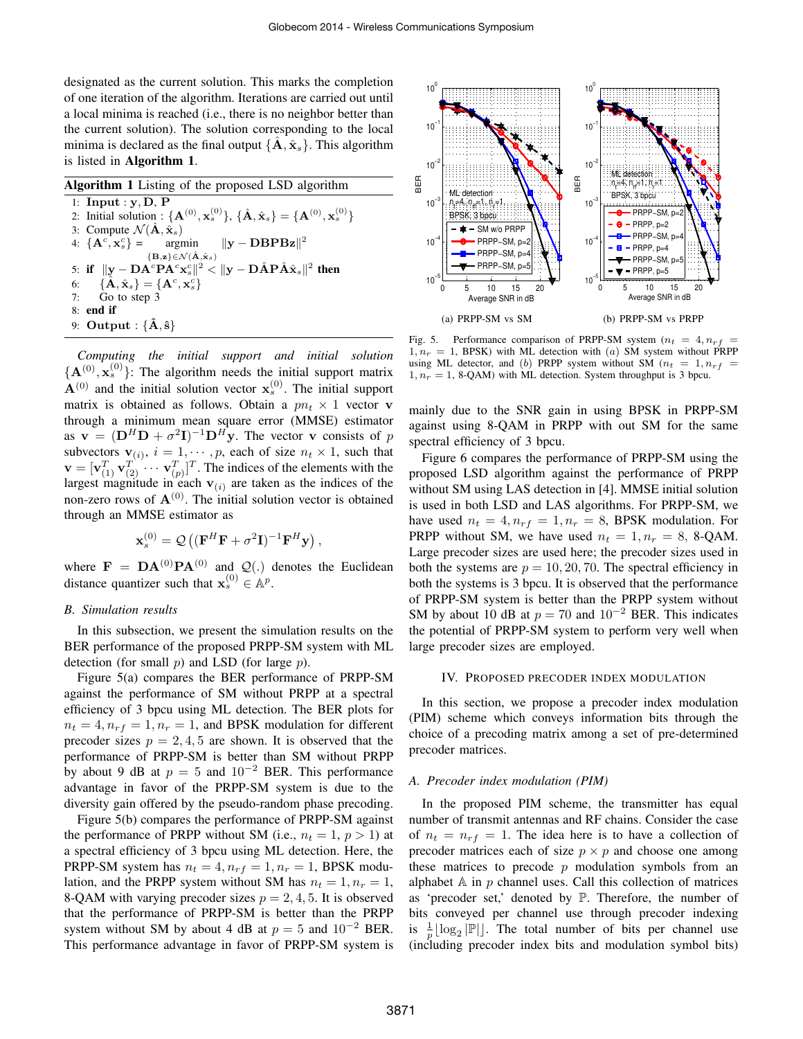designated as the current solution. This marks the completion of one iteration of the algorithm. Iterations are carried out until a local minima is reached (i.e., there is no neighbor better than the current solution). The solution corresponding to the local minima is declared as the final output $\{\hat{\mathbf{A}}, \hat{\mathbf{x}}_s\}$. This algorithm is listed in **Algorithm 1**.

**Algorithm 1** Listing of the proposed LSD algorithm

1: **Input** : $\mathbf{y}, \mathbf{D}, \mathbf{P}$
2: Initial solution : $\{\mathbf{A}^{(0)}, \mathbf{x}_s^{(0)}\}$, $\{\hat{\mathbf{A}}, \hat{\mathbf{x}}_s\} = \{\mathbf{A}^{(0)}, \mathbf{x}_s^{(0)}\}$
3: Compute $\mathcal{N}(\hat{\mathbf{A}}, \hat{\mathbf{x}}_s)$
4: $\{\mathbf{A}^c, \mathbf{x}_s^c\} = \underset{\{\mathbf{B},\mathbf{z}\}\in\mathcal{N}(\hat{\mathbf{A}},\hat{\mathbf{x}}_s)}{\text{argmin}} \|\mathbf{y} - \mathbf{DBPBz}\|^2$
5: **if** $\|\mathbf{y} - \mathbf{DA}^c\mathbf{PA}^c\mathbf{x}_s^c\|^2 < \|\mathbf{y} - \mathbf{D}\hat{\mathbf{A}}\mathbf{P}\hat{\mathbf{A}}\hat{\mathbf{x}}_s\|^2$ **then**
6: $\quad\{\hat{\mathbf{A}}, \hat{\mathbf{x}}_s\} = \{\mathbf{A}^c, \mathbf{x}_s^c\}$
7: $\quad$Go to step 3
8: **end if**
9: **Output** : $\{\hat{\mathbf{A}}, \hat{\mathbf{s}}\}$

*Computing the initial support and initial solution* $\{\mathbf{A}^{(0)}, \mathbf{x}_s^{(0)}\}$: The algorithm needs the initial support matrix $\mathbf{A}^{(0)}$ and the initial solution vector $\mathbf{x}_s^{(0)}$. The initial support matrix is obtained as follows. Obtain a $pn_t \times 1$ vector $\mathbf{v}$ through a minimum mean square error (MMSE) estimator as $\mathbf{v} = (\mathbf{D}^H\mathbf{D} + \sigma^2\mathbf{I})^{-1}\mathbf{D}^H\mathbf{y}$. The vector $\mathbf{v}$ consists of $p$ subvectors $\mathbf{v}_{(i)}$, $i = 1, \cdots, p$, each of size $n_t \times 1$, such that $\mathbf{v} = [\mathbf{v}_{(1)}^T\, \mathbf{v}_{(2)}^T \cdots \mathbf{v}_{(p)}^T]^T$. The indices of the elements with the largest magnitude in each $\mathbf{v}_{(i)}$ are taken as the indices of the non-zero rows of $\mathbf{A}^{(0)}$. The initial solution vector is obtained through an MMSE estimator as

$$\mathbf{x}_s^{(0)} = \mathcal{Q}\left((\mathbf{F}^H\mathbf{F} + \sigma^2\mathbf{I})^{-1}\mathbf{F}^H\mathbf{y}\right),$$

where $\mathbf{F} = \mathbf{DA}^{(0)}\mathbf{PA}^{(0)}$ and $\mathcal{Q}(.)$ denotes the Euclidean distance quantizer such that $\mathbf{x}_s^{(0)} \in \mathbb{A}^p$.

### B. Simulation results

In this subsection, we present the simulation results on the BER performance of the proposed PRPP-SM system with ML detection (for small $p$) and LSD (for large $p$).

Figure 5(a) compares the BER performance of PRPP-SM against the performance of SM without PRPP at a spectral efficiency of 3 bpcu using ML detection. The BER plots for $n_t = 4, n_{rf} = 1, n_r = 1$, and BPSK modulation for different precoder sizes $p = 2, 4, 5$ are shown. It is observed that the performance of PRPP-SM is better than SM without PRPP by about 9 dB at $p = 5$ and $10^{-2}$ BER. This performance advantage in favor of the PRPP-SM system is due to the diversity gain offered by the pseudo-random phase precoding.

Figure 5(b) compares the performance of PRPP-SM against the performance of PRPP without SM (i.e., $n_t = 1$, $p > 1$) at a spectral efficiency of 3 bpcu using ML detection. Here, the PRPP-SM system has $n_t = 4, n_{rf} = 1, n_r = 1$, BPSK modulation, and the PRPP system without SM has $n_t = 1, n_r = 1$, 8-QAM with varying precoder sizes $p = 2, 4, 5$. It is observed that the performance of PRPP-SM is better than the PRPP system without SM by about 4 dB at $p = 5$ and $10^{-2}$ BER. This performance advantage in favor of PRPP-SM system is mainly due to the SNR gain in using BPSK in PRPP-SM against using 8-QAM in PRPP with out SM for the same spectral efficiency of 3 bpcu.

(a) PRPP-SM vs SM $\quad$ (b) PRPP-SM vs PRPP

Fig. 5. Performance comparison of PRPP-SM system ($n_t = 4, n_{rf} = 1, n_r = 1$, BPSK) with ML detection with (*a*) SM system without PRPP using ML detector, and (*b*) PRPP system without SM ($n_t = 1, n_{rf} = 1, n_r = 1$, 8-QAM) with ML detection. System throughput is 3 bpcu.

Figure 6 compares the performance of PRPP-SM using the proposed LSD algorithm against the performance of PRPP without SM using LAS detection in [4]. MMSE initial solution is used in both LSD and LAS algorithms. For PRPP-SM, we have used $n_t = 4, n_{rf} = 1, n_r = 8$, BPSK modulation. For PRPP without SM, we have used $n_t = 1, n_r = 8$, 8-QAM. Large precoder sizes are used here; the precoder sizes used in both the systems are $p = 10, 20, 70$. The spectral efficiency in both the systems is 3 bpcu. It is observed that the performance of PRPP-SM system is better than the PRPP system without SM by about 10 dB at $p = 70$ and $10^{-2}$ BER. This indicates the potential of PRPP-SM system to perform very well when large precoder sizes are employed.

## IV. Proposed Precoder Index Modulation

In this section, we propose a precoder index modulation (PIM) scheme which conveys information bits through the choice of a precoding matrix among a set of pre-determined precoder matrices.

### A. Precoder index modulation (PIM)

In the proposed PIM scheme, the transmitter has equal number of transmit antennas and RF chains. Consider the case of $n_t = n_{rf} = 1$. The idea here is to have a collection of precoder matrices each of size $p \times p$ and choose one among these matrices to precode $p$ modulation symbols from an alphabet $\mathbb{A}$ in $p$ channel uses. Call this collection of matrices as 'precoder set,' denoted by $\mathbb{P}$. Therefore, the number of bits conveyed per channel use through precoder indexing is $\frac{1}{p}\lfloor \log_2 |\mathbb{P}| \rfloor$. The total number of bits per channel use (including precoder index bits and modulation symbol bits)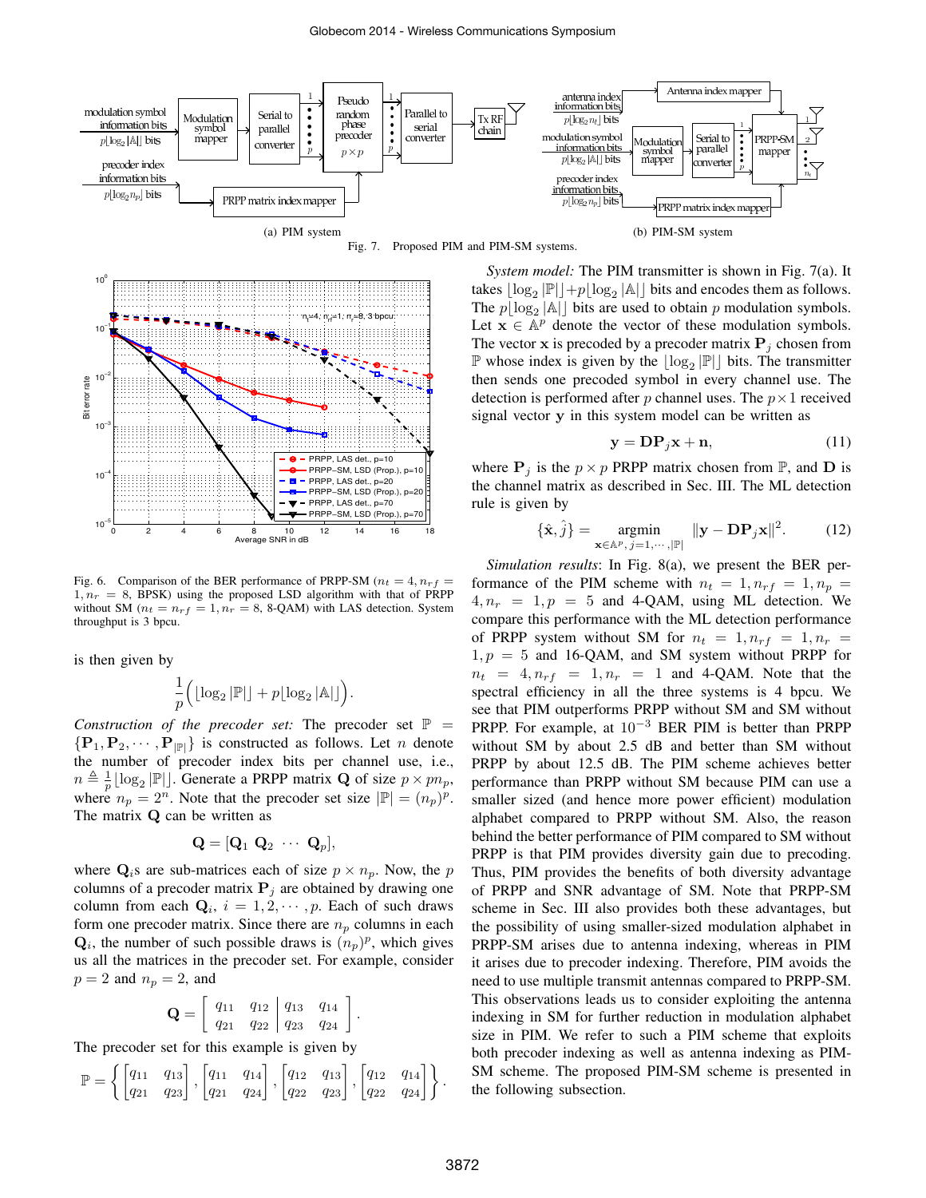(a) PIM system

(b) PIM-SM system

Fig. 7. Proposed PIM and PIM-SM systems.

Fig. 6. Comparison of the BER performance of PRPP-SM ($n_t = 4, n_{rf} = 1, n_r = 8$, BPSK) using the proposed LSD algorithm with that of PRPP without SM ($n_t = n_{rf} = 1, n_r = 8$, 8-QAM) with LAS detection. System throughput is 3 bpcu.

is then given by

$$\frac{1}{p}\Big(\lfloor \log_2 |\mathbb{P}| \rfloor + p\lfloor \log_2 |\mathbb{A}| \rfloor\Big).$$

*Construction of the precoder set:* The precoder set $\mathbb{P} = \{\mathbf{P}_1, \mathbf{P}_2, \cdots, \mathbf{P}_{|\mathbb{P}|}\}$ is constructed as follows. Let $n$ denote the number of precoder index bits per channel use, i.e., $n \triangleq \frac{1}{p}\lfloor \log_2 |\mathbb{P}| \rfloor$. Generate a PRPP matrix $\mathbf{Q}$ of size $p \times pn_p$, where $n_p = 2^n$. Note that the precoder set size $|\mathbb{P}| = (n_p)^p$. The matrix $\mathbf{Q}$ can be written as

$$\mathbf{Q} = [\mathbf{Q}_1 \ \mathbf{Q}_2 \ \cdots \ \mathbf{Q}_p],$$

where $\mathbf{Q}_i$s are sub-matrices each of size $p \times n_p$. Now, the $p$ columns of a precoder matrix $\mathbf{P}_j$ are obtained by drawing one column from each $\mathbf{Q}_i$, $i = 1, 2, \cdots, p$. Each of such draws form one precoder matrix. Since there are $n_p$ columns in each $\mathbf{Q}_i$, the number of such possible draws is $(n_p)^p$, which gives us all the matrices in the precoder set. For example, consider $p = 2$ and $n_p = 2$, and

$$\mathbf{Q} = \left[\begin{array}{cc|cc} q_{11} & q_{12} & q_{13} & q_{14} \\ q_{21} & q_{22} & q_{23} & q_{24} \end{array}\right].$$

The precoder set for this example is given by

$$\mathbb{P} = \left\{ \begin{bmatrix} q_{11} & q_{13} \\ q_{21} & q_{23} \end{bmatrix}, \begin{bmatrix} q_{11} & q_{14} \\ q_{21} & q_{24} \end{bmatrix}, \begin{bmatrix} q_{12} & q_{13} \\ q_{22} & q_{23} \end{bmatrix}, \begin{bmatrix} q_{12} & q_{14} \\ q_{22} & q_{24} \end{bmatrix} \right\}.$$

*System model:* The PIM transmitter is shown in Fig. 7(a). It takes $\lfloor \log_2 |\mathbb{P}| \rfloor + p\lfloor \log_2 |\mathbb{A}| \rfloor$ bits and encodes them as follows. The $p\lfloor \log_2 |\mathbb{A}| \rfloor$ bits are used to obtain $p$ modulation symbols. Let $\mathbf{x} \in \mathbb{A}^p$ denote the vector of these modulation symbols. The vector $\mathbf{x}$ is precoded by a precoder matrix $\mathbf{P}_j$ chosen from $\mathbb{P}$ whose index is given by the $\lfloor \log_2 |\mathbb{P}| \rfloor$ bits. The transmitter then sends one precoded symbol in every channel use. The detection is performed after $p$ channel uses. The $p \times 1$ received signal vector $\mathbf{y}$ in this system model can be written as

$$\mathbf{y} = \mathbf{D}\mathbf{P}_j\mathbf{x} + \mathbf{n}, \tag{11}$$

where $\mathbf{P}_j$ is the $p \times p$ PRPP matrix chosen from $\mathbb{P}$, and $\mathbf{D}$ is the channel matrix as described in Sec. III. The ML detection rule is given by

$$\{\hat{\mathbf{x}}, \hat{j}\} = \underset{\mathbf{x} \in \mathbb{A}^p,\, j=1,\cdots,|\mathbb{P}|}{\text{argmin}} \ \|\mathbf{y} - \mathbf{D}\mathbf{P}_j\mathbf{x}\|^2. \tag{12}$$

*Simulation results*: In Fig. 8(a), we present the BER performance of the PIM scheme with $n_t = 1, n_{rf} = 1, n_p = 4, n_r = 1, p = 5$ and 4-QAM, using ML detection. We compare this performance with the ML detection performance of PRPP system without SM for $n_t = 1, n_{rf} = 1, n_r = 1, p = 5$ and 16-QAM, and SM system without PRPP for $n_t = 4, n_{rf} = 1, n_r = 1$ and 4-QAM. Note that the spectral efficiency in all the three systems is 4 bpcu. We see that PIM outperforms PRPP without SM and SM without PRPP. For example, at $10^{-3}$ BER PIM is better than PRPP without SM by about 2.5 dB and better than SM without PRPP by about 12.5 dB. The PIM scheme achieves better performance than PRPP without SM because PIM can use a smaller sized (and hence more power efficient) modulation alphabet compared to PRPP without SM. Also, the reason behind the better performance of PIM compared to SM without PRPP is that PIM provides diversity gain due to precoding. Thus, PIM provides the benefits of both diversity advantage of PRPP and SNR advantage of SM. Note that PRPP-SM scheme in Sec. III also provides both these advantages, but the possibility of using smaller-sized modulation alphabet in PRPP-SM arises due to antenna indexing, whereas in PIM it arises due to precoder indexing. Therefore, PIM avoids the need to use multiple transmit antennas compared to PRPP-SM. This observations leads us to consider exploiting the antenna indexing in SM for further reduction in modulation alphabet size in PIM. We refer to such a PIM scheme that exploits both precoder indexing as well as antenna indexing as PIM-SM scheme. The proposed PIM-SM scheme is presented in the following subsection.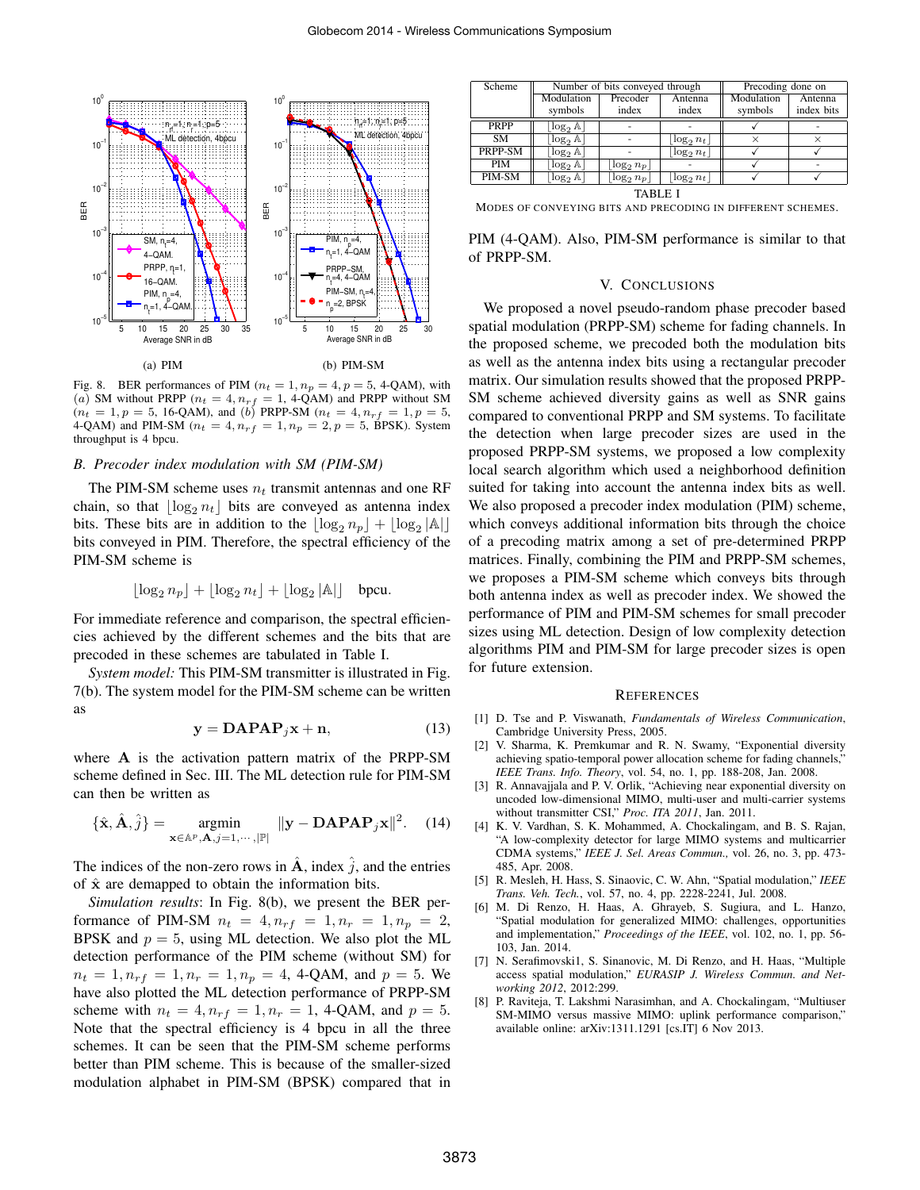BER
Average SNR in dB
$n_p$=1; $n_r$=1; p=5
ML detection, 4bpcu
SM, $n_t$=4, 4–QAM.
PRPP, $n_t$=1, 16–QAM.
PIM, $n_p$=4, $n_t$=1, 4–QAM.

(a) PIM

BER
Average SNR in dB
$n_{rf}$=1; $n_r$=1; p=5
ML detection, 4bpcu
PIM, $n_p$=4, $n_t$=1, 4–QAM
PRPP–SM, $n_t$=4, 4–QAM
PIM–SM, $n_t$=4, $n_p$=2, BPSK

(b) PIM-SM

Fig. 8. BER performances of PIM ($n_t = 1, n_p = 4, p = 5$, 4-QAM), with ($a$) SM without PRPP ($n_t = 4, n_{rf} = 1$, 4-QAM) and PRPP without SM ($n_t = 1, p = 5$, 16-QAM), and ($b$) PRPP-SM ($n_t = 4, n_{rf} = 1, p = 5$, 4-QAM) and PIM-SM ($n_t = 4, n_{rf} = 1, n_p = 2, p = 5$, BPSK). System throughput is 4 bpcu.

### *B. Precoder index modulation with SM (PIM-SM)*

The PIM-SM scheme uses $n_t$ transmit antennas and one RF chain, so that $\lfloor \log_2 n_t \rfloor$ bits are conveyed as antenna index bits. These bits are in addition to the $\lfloor \log_2 n_p \rfloor + \lfloor \log_2 |\mathbb{A}| \rfloor$ bits conveyed in PIM. Therefore, the spectral efficiency of the PIM-SM scheme is

$$\lfloor \log_2 n_p \rfloor + \lfloor \log_2 n_t \rfloor + \lfloor \log_2 |\mathbb{A}| \rfloor \quad \text{bpcu}.$$

For immediate reference and comparison, the spectral efficiencies achieved by the different schemes and the bits that are precoded in these schemes are tabulated in Table I.

*System model:* This PIM-SM transmitter is illustrated in Fig. 7(b). The system model for the PIM-SM scheme can be written as

$$\mathbf{y} = \mathbf{DAPAP}_j\mathbf{x} + \mathbf{n}, \tag{13}$$

where $\mathbf{A}$ is the activation pattern matrix of the PRPP-SM scheme defined in Sec. III. The ML detection rule for PIM-SM can then be written as

$$\{\hat{\mathbf{x}}, \hat{\mathbf{A}}, \hat{j}\} = \underset{\mathbf{x}\in\mathbb{A}^p, \mathbf{A}, j=1,\cdots,|\mathbb{P}|}{\text{argmin}} \|\mathbf{y} - \mathbf{DAPAP}_j\mathbf{x}\|^2. \tag{14}$$

The indices of the non-zero rows in $\hat{\mathbf{A}}$, index $\hat{j}$, and the entries of $\hat{\mathbf{x}}$ are demapped to obtain the information bits.

*Simulation results*: In Fig. 8(b), we present the BER performance of PIM-SM $n_t = 4, n_{rf} = 1, n_r = 1, n_p = 2$, BPSK and $p = 5$, using ML detection. We also plot the ML detection performance of the PIM scheme (without SM) for $n_t = 1, n_{rf} = 1, n_r = 1, n_p = 4$, 4-QAM, and $p = 5$. We have also plotted the ML detection performance of PRPP-SM scheme with $n_t = 4, n_{rf} = 1, n_r = 1$, 4-QAM, and $p = 5$. Note that the spectral efficiency is 4 bpcu in all the three schemes. It can be seen that the PIM-SM scheme performs better than PIM scheme. This is because of the smaller-sized modulation alphabet in PIM-SM (BPSK) compared that in

| Scheme | Number of bits conveyed through | | | Precoding done on | |
|---|---|---|---|---|---|
| | Modulation symbols | Precoder index | Antenna index | Modulation symbols | Antenna index bits |
| PRPP | $\lfloor \log_2 \mathbb{A} \rfloor$ | - | - | ✓ | - |
| SM | $\lfloor \log_2 \mathbb{A} \rfloor$ | - | $\lfloor \log_2 n_t \rfloor$ | × | × |
| PRPP-SM | $\lfloor \log_2 \mathbb{A} \rfloor$ | - | $\lfloor \log_2 n_t \rfloor$ | ✓ | ✓ |
| PIM | $\lfloor \log_2 \mathbb{A} \rfloor$ | $\lfloor \log_2 n_p \rfloor$ | - | ✓ | - |
| PIM-SM | $\lfloor \log_2 \mathbb{A} \rfloor$ | $\lfloor \log_2 n_p \rfloor$ | $\lfloor \log_2 n_t \rfloor$ | ✓ | ✓ |

TABLE I
MODES OF CONVEYING BITS AND PRECODING IN DIFFERENT SCHEMES.

PIM (4-QAM). Also, PIM-SM performance is similar to that of PRPP-SM.

## V. CONCLUSIONS

We proposed a novel pseudo-random phase precoder based spatial modulation (PRPP-SM) scheme for fading channels. In the proposed scheme, we precoded both the modulation bits as well as the antenna index bits using a rectangular precoder matrix. Our simulation results showed that the proposed PRPP-SM scheme achieved diversity gains as well as SNR gains compared to conventional PRPP and SM systems. To facilitate the detection when large precoder sizes are used in the proposed PRPP-SM systems, we proposed a low complexity local search algorithm which used a neighborhood definition suited for taking into account the antenna index bits as well. We also proposed a precoder index modulation (PIM) scheme, which conveys additional information bits through the choice of a precoding matrix among a set of pre-determined PRPP matrices. Finally, combining the PIM and PRPP-SM schemes, we proposes a PIM-SM scheme which conveys bits through both antenna index as well as precoder index. We showed the performance of PIM and PIM-SM schemes for small precoder sizes using ML detection. Design of low complexity detection algorithms PIM and PIM-SM for large precoder sizes is open for future extension.

## REFERENCES

[1] D. Tse and P. Viswanath, *Fundamentals of Wireless Communication*, Cambridge University Press, 2005.

[2] V. Sharma, K. Premkumar and R. N. Swamy, "Exponential diversity achieving spatio-temporal power allocation scheme for fading channels," *IEEE Trans. Info. Theory*, vol. 54, no. 1, pp. 188-208, Jan. 2008.

[3] R. Annavajjala and P. V. Orlik, "Achieving near exponential diversity on uncoded low-dimensional MIMO, multi-user and multi-carrier systems without transmitter CSI," *Proc. ITA 2011*, Jan. 2011.

[4] K. V. Vardhan, S. K. Mohammed, A. Chockalingam, and B. S. Rajan, "A low-complexity detector for large MIMO systems and multicarrier CDMA systems," *IEEE J. Sel. Areas Commun.,* vol. 26, no. 3, pp. 473-485, Apr. 2008.

[5] R. Mesleh, H. Hass, S. Sinaovic, C. W. Ahn, "Spatial modulation," *IEEE Trans. Veh. Tech.*, vol. 57, no. 4, pp. 2228-2241, Jul. 2008.

[6] M. Di Renzo, H. Haas, A. Ghrayeb, S. Sugiura, and L. Hanzo, "Spatial modulation for generalized MIMO: challenges, opportunities and implementation," *Proceedings of the IEEE*, vol. 102, no. 1, pp. 56-103, Jan. 2014.

[7] N. Serafimovski1, S. Sinanovic, M. Di Renzo, and H. Haas, "Multiple access spatial modulation," *EURASIP J. Wireless Commun. and Networking 2012*, 2012:299.

[8] P. Raviteja, T. Lakshmi Narasimhan, and A. Chockalingam, "Multiuser SM-MIMO versus massive MIMO: uplink performance comparison," available online: arXiv:1311.1291 [cs.IT] 6 Nov 2013.